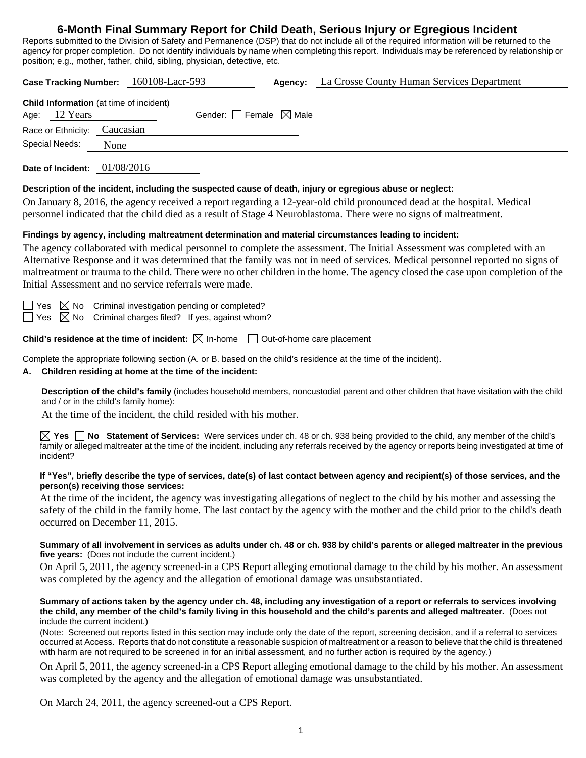# 6-Month Final Summary Report for Child Death, Serious Injury or Egregious Incident

Reports submitted to the Division of Safety and Permanence (DSP) that do not include all of the required information will be returned to the agency for proper completion. Do not identify individuals by name when completing this report. Individuals may be referenced by relationship or position; e.g., mother, father, child, sibling, physician, detective, etc.

**Case Tracking Number:** 160108-Lacr-593 **Agency:** La Crosse County Human Services Department

**Child Information** (at time of incident)

Age: 12 Years Gender: ☐ Female ☒ Male

Race or Ethnicity: Caucasian

Special Needs: None

**Date of Incident:** 01/08/2016

**Description of the incident, including the suspected cause of death, injury or egregious abuse or neglect:**

On January 8, 2016, the agency received a report regarding a 12-year-old child pronounced dead at the hospital. Medical personnel indicated that the child died as a result of Stage 4 Neuroblastoma. There were no signs of maltreatment.

**Findings by agency, including maltreatment determination and material circumstances leading to incident:**

The agency collaborated with medical personnel to complete the assessment. The Initial Assessment was completed with an Alternative Response and it was determined that the family was not in need of services. Medical personnel reported no signs of maltreatment or trauma to the child. There were no other children in the home. The agency closed the case upon completion of the Initial Assessment and no service referrals were made.

☐ Yes ☒ No Criminal investigation pending or completed?

☐ Yes ☒ No Criminal charges filed? If yes, against whom?

**Child's residence at the time of incident:** ☒ In-home ☐ Out-of-home care placement

Complete the appropriate following section (A. or B. based on the child's residence at the time of the incident).

**A. Children residing at home at the time of the incident:**

**Description of the child's family** (includes household members, noncustodial parent and other children that have visitation with the child and / or in the child's family home):

At the time of the incident, the child resided with his mother.

☒ **Yes** ☐ **No Statement of Services:** Were services under ch. 48 or ch. 938 being provided to the child, any member of the child's family or alleged maltreater at the time of the incident, including any referrals received by the agency or reports being investigated at time of incident?

**If "Yes", briefly describe the type of services, date(s) of last contact between agency and recipient(s) of those services, and the person(s) receiving those services:**

At the time of the incident, the agency was investigating allegations of neglect to the child by his mother and assessing the safety of the child in the family home. The last contact by the agency with the mother and the child prior to the child's death occurred on December 11, 2015.

**Summary of all involvement in services as adults under ch. 48 or ch. 938 by child's parents or alleged maltreater in the previous five years:** (Does not include the current incident.)

On April 5, 2011, the agency screened-in a CPS Report alleging emotional damage to the child by his mother. An assessment was completed by the agency and the allegation of emotional damage was unsubstantiated.

**Summary of actions taken by the agency under ch. 48, including any investigation of a report or referrals to services involving the child, any member of the child's family living in this household and the child's parents and alleged maltreater.** (Does not include the current incident.)

(Note: Screened out reports listed in this section may include only the date of the report, screening decision, and if a referral to services occurred at Access. Reports that do not constitute a reasonable suspicion of maltreatment or a reason to believe that the child is threatened with harm are not required to be screened in for an initial assessment, and no further action is required by the agency.)

On April 5, 2011, the agency screened-in a CPS Report alleging emotional damage to the child by his mother. An assessment was completed by the agency and the allegation of emotional damage was unsubstantiated.

On March 24, 2011, the agency screened-out a CPS Report.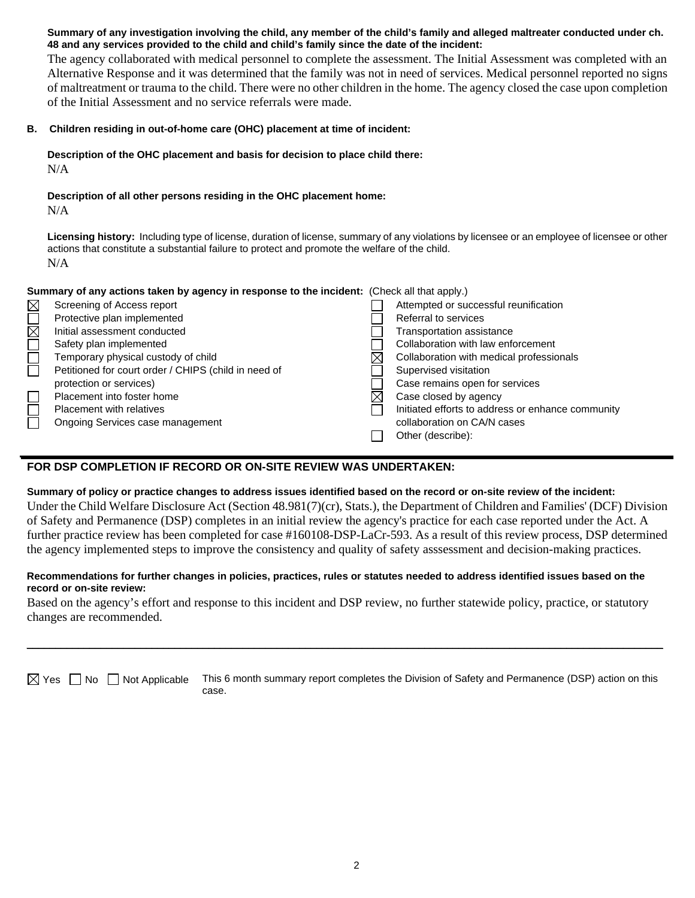**Summary of any investigation involving the child, any member of the child's family and alleged maltreater conducted under ch. 48 and any services provided to the child and child's family since the date of the incident:**

The agency collaborated with medical personnel to complete the assessment. The Initial Assessment was completed with an Alternative Response and it was determined that the family was not in need of services. Medical personnel reported no signs of maltreatment or trauma to the child. There were no other children in the home. The agency closed the case upon completion of the Initial Assessment and no service referrals were made.

**B. Children residing in out-of-home care (OHC) placement at time of incident:**

**Description of the OHC placement and basis for decision to place child there:**

N/A

**Description of all other persons residing in the OHC placement home:**

N/A

**Licensing history:** Including type of license, duration of license, summary of any violations by licensee or an employee of licensee or other actions that constitute a substantial failure to protect and promote the welfare of the child.

N/A

**Summary of any actions taken by agency in response to the incident:** (Check all that apply.)

- ☒ Screening of Access report
- ☐ Protective plan implemented
- ☒ Initial assessment conducted
- ☐ Safety plan implemented
- ☐ Temporary physical custody of child
- ☐ Petitioned for court order / CHIPS (child in need of protection or services)
- ☐ Placement into foster home
- ☐ Placement with relatives
- ☐ Ongoing Services case management
- ☐ Attempted or successful reunification
- ☐ Referral to services
- ☐ Transportation assistance
- ☐ Collaboration with law enforcement
- ☒ Collaboration with medical professionals
- ☐ Supervised visitation
- ☐ Case remains open for services
- ☒ Case closed by agency
- ☐ Initiated efforts to address or enhance community collaboration on CA/N cases
- ☐ Other (describe):

## FOR DSP COMPLETION IF RECORD OR ON-SITE REVIEW WAS UNDERTAKEN:

**Summary of policy or practice changes to address issues identified based on the record or on-site review of the incident:**

Under the Child Welfare Disclosure Act (Section 48.981(7)(cr), Stats.), the Department of Children and Families' (DCF) Division of Safety and Permanence (DSP) completes in an initial review the agency's practice for each case reported under the Act. A further practice review has been completed for case #160108-DSP-LaCr-593. As a result of this review process, DSP determined the agency implemented steps to improve the consistency and quality of safety asssessment and decision-making practices.

**Recommendations for further changes in policies, practices, rules or statutes needed to address identified issues based on the record or on-site review:**

Based on the agency's effort and response to this incident and DSP review, no further statewide policy, practice, or statutory changes are recommended.

---

☒ Yes ☐ No ☐ Not Applicable This 6 month summary report completes the Division of Safety and Permanence (DSP) action on this case.